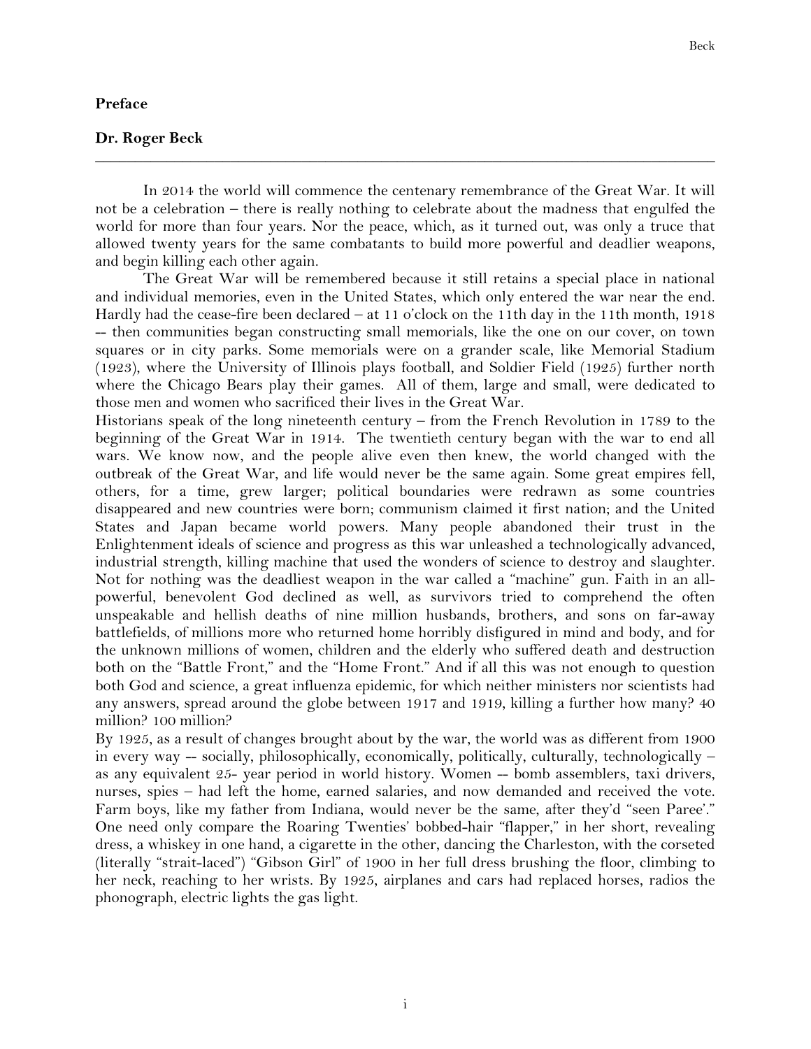**Preface**

**Dr. Roger Beck**

---

In 2014 the world will commence the centenary remembrance of the Great War. It will not be a celebration – there is really nothing to celebrate about the madness that engulfed the world for more than four years. Nor the peace, which, as it turned out, was only a truce that allowed twenty years for the same combatants to build more powerful and deadlier weapons, and begin killing each other again.

The Great War will be remembered because it still retains a special place in national and individual memories, even in the United States, which only entered the war near the end. Hardly had the cease-fire been declared – at 11 o'clock on the 11th day in the 11th month, 1918 -- then communities began constructing small memorials, like the one on our cover, on town squares or in city parks. Some memorials were on a grander scale, like Memorial Stadium (1923), where the University of Illinois plays football, and Soldier Field (1925) further north where the Chicago Bears play their games. All of them, large and small, were dedicated to those men and women who sacrificed their lives in the Great War.

Historians speak of the long nineteenth century – from the French Revolution in 1789 to the beginning of the Great War in 1914. The twentieth century began with the war to end all wars. We know now, and the people alive even then knew, the world changed with the outbreak of the Great War, and life would never be the same again. Some great empires fell, others, for a time, grew larger; political boundaries were redrawn as some countries disappeared and new countries were born; communism claimed it first nation; and the United States and Japan became world powers. Many people abandoned their trust in the Enlightenment ideals of science and progress as this war unleashed a technologically advanced, industrial strength, killing machine that used the wonders of science to destroy and slaughter. Not for nothing was the deadliest weapon in the war called a "machine" gun. Faith in an all-powerful, benevolent God declined as well, as survivors tried to comprehend the often unspeakable and hellish deaths of nine million husbands, brothers, and sons on far-away battlefields, of millions more who returned home horribly disfigured in mind and body, and for the unknown millions of women, children and the elderly who suffered death and destruction both on the "Battle Front," and the "Home Front." And if all this was not enough to question both God and science, a great influenza epidemic, for which neither ministers nor scientists had any answers, spread around the globe between 1917 and 1919, killing a further how many? 40 million? 100 million?

By 1925, as a result of changes brought about by the war, the world was as different from 1900 in every way -- socially, philosophically, economically, politically, culturally, technologically – as any equivalent 25- year period in world history. Women -- bomb assemblers, taxi drivers, nurses, spies – had left the home, earned salaries, and now demanded and received the vote. Farm boys, like my father from Indiana, would never be the same, after they'd "seen Paree'." One need only compare the Roaring Twenties' bobbed-hair "flapper," in her short, revealing dress, a whiskey in one hand, a cigarette in the other, dancing the Charleston, with the corseted (literally "strait-laced") "Gibson Girl" of 1900 in her full dress brushing the floor, climbing to her neck, reaching to her wrists. By 1925, airplanes and cars had replaced horses, radios the phonograph, electric lights the gas light.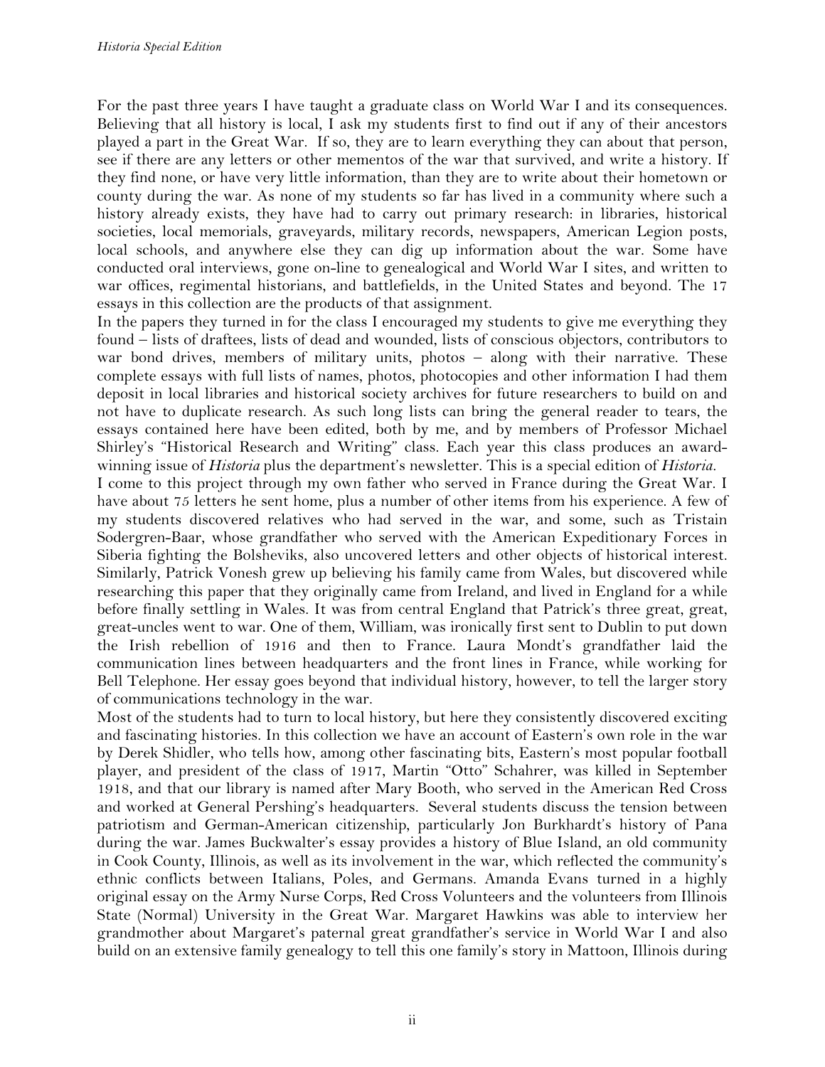For the past three years I have taught a graduate class on World War I and its consequences. Believing that all history is local, I ask my students first to find out if any of their ancestors played a part in the Great War. If so, they are to learn everything they can about that person, see if there are any letters or other mementos of the war that survived, and write a history. If they find none, or have very little information, than they are to write about their hometown or county during the war. As none of my students so far has lived in a community where such a history already exists, they have had to carry out primary research: in libraries, historical societies, local memorials, graveyards, military records, newspapers, American Legion posts, local schools, and anywhere else they can dig up information about the war. Some have conducted oral interviews, gone on-line to genealogical and World War I sites, and written to war offices, regimental historians, and battlefields, in the United States and beyond. The 17 essays in this collection are the products of that assignment.

In the papers they turned in for the class I encouraged my students to give me everything they found – lists of draftees, lists of dead and wounded, lists of conscious objectors, contributors to war bond drives, members of military units, photos – along with their narrative. These complete essays with full lists of names, photos, photocopies and other information I had them deposit in local libraries and historical society archives for future researchers to build on and not have to duplicate research. As such long lists can bring the general reader to tears, the essays contained here have been edited, both by me, and by members of Professor Michael Shirley's "Historical Research and Writing" class. Each year this class produces an award-winning issue of *Historia* plus the department's newsletter. This is a special edition of *Historia*.

I come to this project through my own father who served in France during the Great War. I have about 75 letters he sent home, plus a number of other items from his experience. A few of my students discovered relatives who had served in the war, and some, such as Tristain Sodergren-Baar, whose grandfather who served with the American Expeditionary Forces in Siberia fighting the Bolsheviks, also uncovered letters and other objects of historical interest. Similarly, Patrick Vonesh grew up believing his family came from Wales, but discovered while researching this paper that they originally came from Ireland, and lived in England for a while before finally settling in Wales. It was from central England that Patrick's three great, great, great-uncles went to war. One of them, William, was ironically first sent to Dublin to put down the Irish rebellion of 1916 and then to France. Laura Mondt's grandfather laid the communication lines between headquarters and the front lines in France, while working for Bell Telephone. Her essay goes beyond that individual history, however, to tell the larger story of communications technology in the war.

Most of the students had to turn to local history, but here they consistently discovered exciting and fascinating histories. In this collection we have an account of Eastern's own role in the war by Derek Shidler, who tells how, among other fascinating bits, Eastern's most popular football player, and president of the class of 1917, Martin "Otto" Schahrer, was killed in September 1918, and that our library is named after Mary Booth, who served in the American Red Cross and worked at General Pershing's headquarters. Several students discuss the tension between patriotism and German-American citizenship, particularly Jon Burkhardt's history of Pana during the war. James Buckwalter's essay provides a history of Blue Island, an old community in Cook County, Illinois, as well as its involvement in the war, which reflected the community's ethnic conflicts between Italians, Poles, and Germans. Amanda Evans turned in a highly original essay on the Army Nurse Corps, Red Cross Volunteers and the volunteers from Illinois State (Normal) University in the Great War. Margaret Hawkins was able to interview her grandmother about Margaret's paternal great grandfather's service in World War I and also build on an extensive family genealogy to tell this one family's story in Mattoon, Illinois during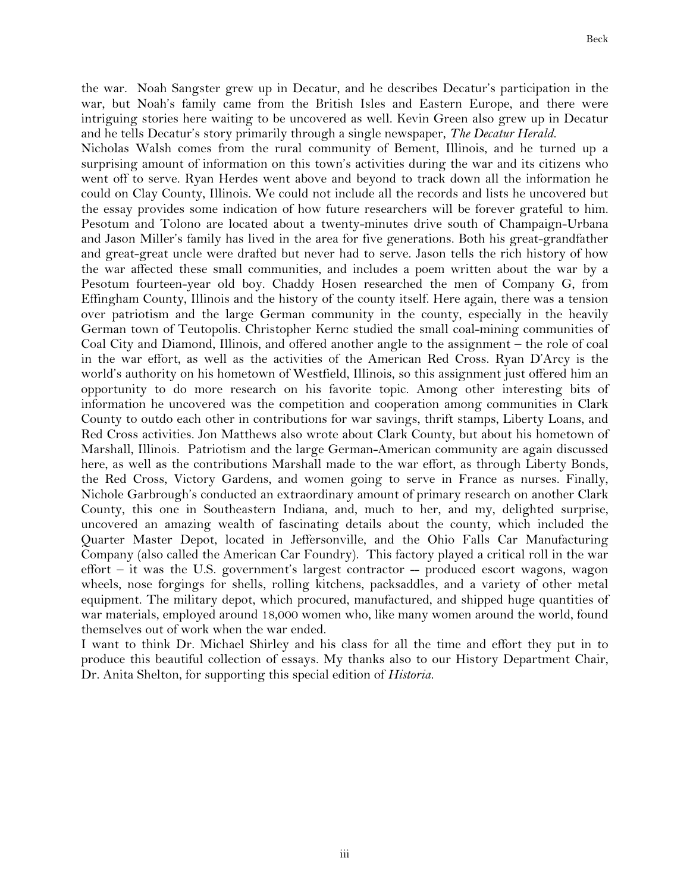the war. Noah Sangster grew up in Decatur, and he describes Decatur's participation in the war, but Noah's family came from the British Isles and Eastern Europe, and there were intriguing stories here waiting to be uncovered as well. Kevin Green also grew up in Decatur and he tells Decatur's story primarily through a single newspaper, *The Decatur Herald*.

Nicholas Walsh comes from the rural community of Bement, Illinois, and he turned up a surprising amount of information on this town's activities during the war and its citizens who went off to serve. Ryan Herdes went above and beyond to track down all the information he could on Clay County, Illinois. We could not include all the records and lists he uncovered but the essay provides some indication of how future researchers will be forever grateful to him. Pesotum and Tolono are located about a twenty-minutes drive south of Champaign-Urbana and Jason Miller's family has lived in the area for five generations. Both his great-grandfather and great-great uncle were drafted but never had to serve. Jason tells the rich history of how the war affected these small communities, and includes a poem written about the war by a Pesotum fourteen-year old boy. Chaddy Hosen researched the men of Company G, from Effingham County, Illinois and the history of the county itself. Here again, there was a tension over patriotism and the large German community in the county, especially in the heavily German town of Teutopolis. Christopher Kernc studied the small coal-mining communities of Coal City and Diamond, Illinois, and offered another angle to the assignment – the role of coal in the war effort, as well as the activities of the American Red Cross. Ryan D'Arcy is the world's authority on his hometown of Westfield, Illinois, so this assignment just offered him an opportunity to do more research on his favorite topic. Among other interesting bits of information he uncovered was the competition and cooperation among communities in Clark County to outdo each other in contributions for war savings, thrift stamps, Liberty Loans, and Red Cross activities. Jon Matthews also wrote about Clark County, but about his hometown of Marshall, Illinois. Patriotism and the large German-American community are again discussed here, as well as the contributions Marshall made to the war effort, as through Liberty Bonds, the Red Cross, Victory Gardens, and women going to serve in France as nurses. Finally, Nichole Garbrough's conducted an extraordinary amount of primary research on another Clark County, this one in Southeastern Indiana, and, much to her, and my, delighted surprise, uncovered an amazing wealth of fascinating details about the county, which included the Quarter Master Depot, located in Jeffersonville, and the Ohio Falls Car Manufacturing Company (also called the American Car Foundry). This factory played a critical roll in the war effort – it was the U.S. government's largest contractor -- produced escort wagons, wagon wheels, nose forgings for shells, rolling kitchens, packsaddles, and a variety of other metal equipment. The military depot, which procured, manufactured, and shipped huge quantities of war materials, employed around 18,000 women who, like many women around the world, found themselves out of work when the war ended.

I want to think Dr. Michael Shirley and his class for all the time and effort they put in to produce this beautiful collection of essays. My thanks also to our History Department Chair, Dr. Anita Shelton, for supporting this special edition of *Historia*.